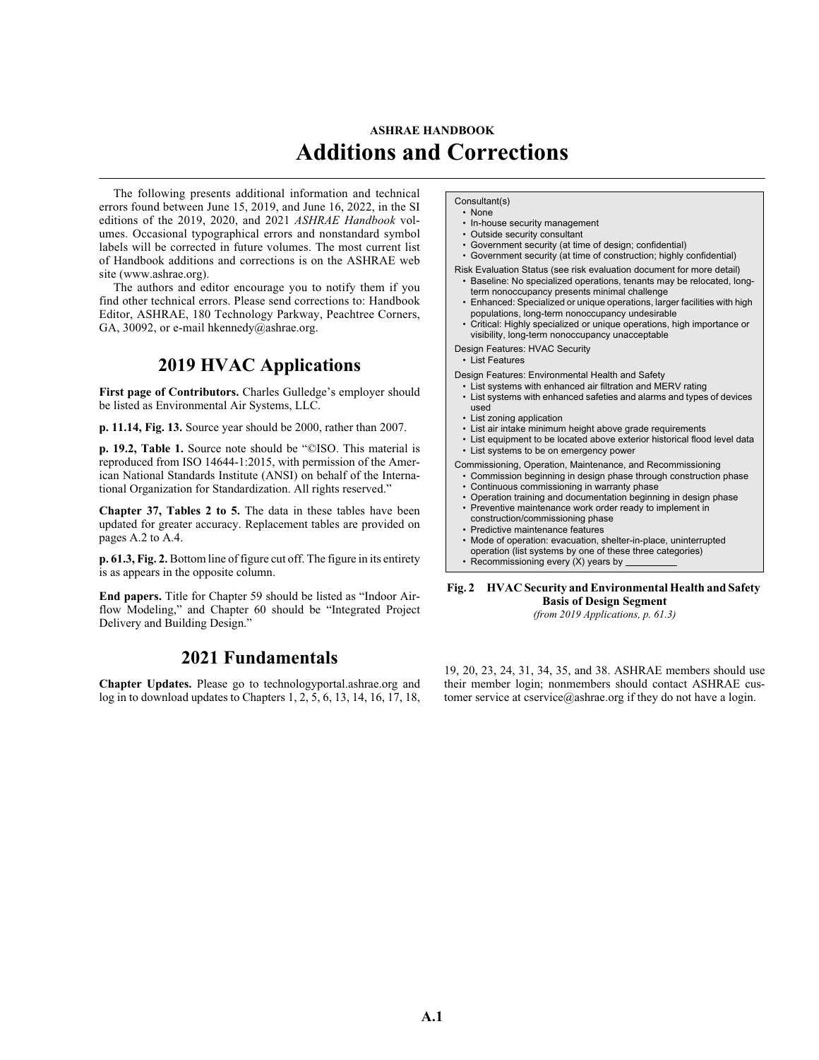ASHRAE HANDBOOK

# Additions and Corrections

The following presents additional information and technical errors found between June 15, 2019, and June 16, 2022, in the SI editions of the 2019, 2020, and 2021 *ASHRAE Handbook* volumes. Occasional typographical errors and nonstandard symbol labels will be corrected in future volumes. The most current list of Handbook additions and corrections is on the ASHRAE web site (www.ashrae.org).

The authors and editor encourage you to notify them if you find other technical errors. Please send corrections to: Handbook Editor, ASHRAE, 180 Technology Parkway, Peachtree Corners, GA, 30092, or e-mail hkennedy@ashrae.org.

## 2019 HVAC Applications

**First page of Contributors.** Charles Gulledge's employer should be listed as Environmental Air Systems, LLC.

**p. 11.14, Fig. 13.** Source year should be 2000, rather than 2007.

**p. 19.2, Table 1.** Source note should be "©ISO. This material is reproduced from ISO 14644-1:2015, with permission of the American National Standards Institute (ANSI) on behalf of the International Organization for Standardization. All rights reserved."

**Chapter 37, Tables 2 to 5.** The data in these tables have been updated for greater accuracy. Replacement tables are provided on pages A.2 to A.4.

**p. 61.3, Fig. 2.** Bottom line of figure cut off. The figure in its entirety is as appears in the opposite column.

**End papers.** Title for Chapter 59 should be listed as "Indoor Airflow Modeling," and Chapter 60 should be "Integrated Project Delivery and Building Design."

Consultant(s)
- None
- In-house security management
- Outside security consultant
- Government security (at time of design; confidential)
- Government security (at time of construction; highly confidential)

Risk Evaluation Status (see risk evaluation document for more detail)
- Baseline: No specialized operations, tenants may be relocated, long-term nonoccupancy presents minimal challenge
- Enhanced: Specialized or unique operations, larger facilities with high populations, long-term nonoccupancy undesirable
- Critical: Highly specialized or unique operations, high importance or visibility, long-term nonoccupancy unacceptable

Design Features: HVAC Security
- List Features

Design Features: Environmental Health and Safety
- List systems with enhanced air filtration and MERV rating
- List systems with enhanced safeties and alarms and types of devices used
- List zoning application
- List air intake minimum height above grade requirements
- List equipment to be located above exterior historical flood level data
- List systems to be on emergency power

Commissioning, Operation, Maintenance, and Recommissioning
- Commission beginning in design phase through construction phase
- Continuous commissioning in warranty phase
- Operation training and documentation beginning in design phase
- Preventive maintenance work order ready to implement in construction/commissioning phase
- Predictive maintenance features
- Mode of operation: evacuation, shelter-in-place, uninterrupted operation (list systems by one of these three categories)
- Recommissioning every (X) years by __________

**Fig. 2 HVAC Security and Environmental Health and Safety Basis of Design Segment**
*(from 2019 Applications, p. 61.3)*

## 2021 Fundamentals

**Chapter Updates.** Please go to technologyportal.ashrae.org and log in to download updates to Chapters 1, 2, 5, 6, 13, 14, 16, 17, 18, 19, 20, 23, 24, 31, 34, 35, and 38. ASHRAE members should use their member login; nonmembers should contact ASHRAE customer service at cservice@ashrae.org if they do not have a login.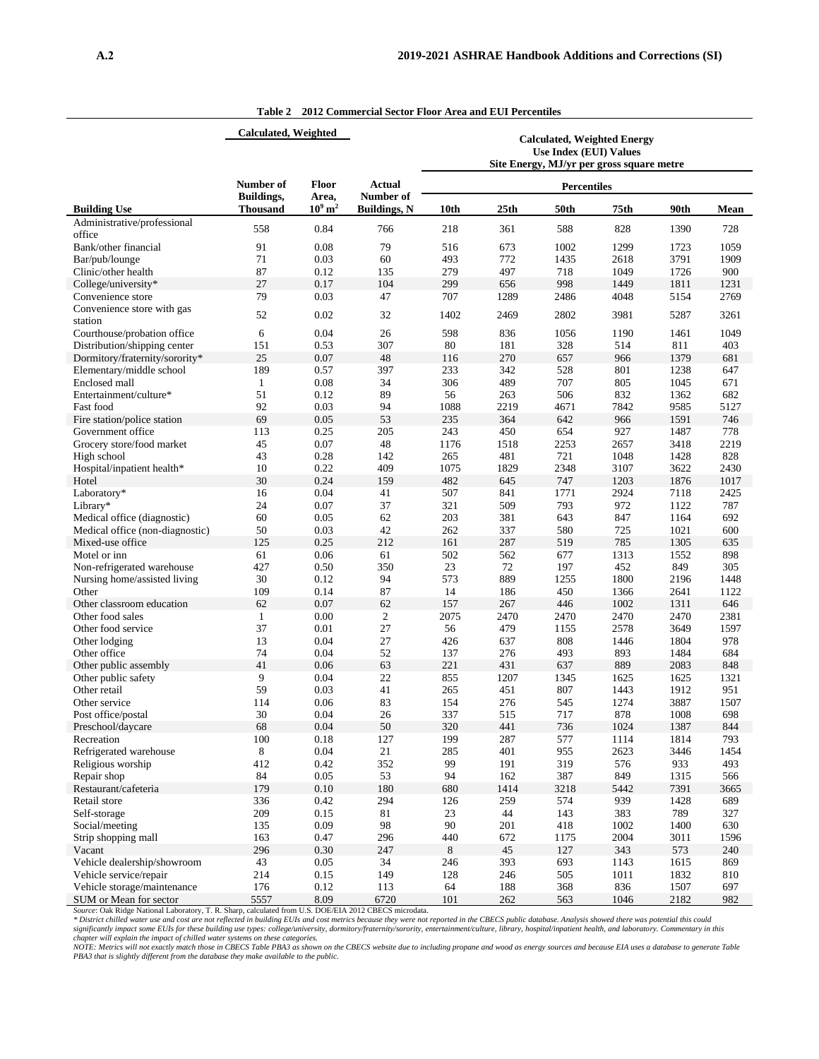**Table 2 2012 Commercial Sector Floor Area and EUI Percentiles**

| | Calculated, Weighted | | | Calculated, Weighted Energy Use Index (EUI) Values Site Energy, MJ/yr per gross square metre | | | | | |
|---|---|---|---|---|---|---|---|---|---|
| | | | | Percentiles | | | | | |
| Building Use | Number of Buildings, Thousand | Floor Area, $10^9$ m$^2$ | Actual Number of Buildings, N | 10th | 25th | 50th | 75th | 90th | Mean |
| Administrative/professional office | 558 | 0.84 | 766 | 218 | 361 | 588 | 828 | 1390 | 728 |
| Bank/other financial | 91 | 0.08 | 79 | 516 | 673 | 1002 | 1299 | 1723 | 1059 |
| Bar/pub/lounge | 71 | 0.03 | 60 | 493 | 772 | 1435 | 2618 | 3791 | 1909 |
| Clinic/other health | 87 | 0.12 | 135 | 279 | 497 | 718 | 1049 | 1726 | 900 |
| College/university* | 27 | 0.17 | 104 | 299 | 656 | 998 | 1449 | 1811 | 1231 |
| Convenience store | 79 | 0.03 | 47 | 707 | 1289 | 2486 | 4048 | 5154 | 2769 |
| Convenience store with gas station | 52 | 0.02 | 32 | 1402 | 2469 | 2802 | 3981 | 5287 | 3261 |
| Courthouse/probation office | 6 | 0.04 | 26 | 598 | 836 | 1056 | 1190 | 1461 | 1049 |
| Distribution/shipping center | 151 | 0.53 | 307 | 80 | 181 | 328 | 514 | 811 | 403 |
| Dormitory/fraternity/sorority* | 25 | 0.07 | 48 | 116 | 270 | 657 | 966 | 1379 | 681 |
| Elementary/middle school | 189 | 0.57 | 397 | 233 | 342 | 528 | 801 | 1238 | 647 |
| Enclosed mall | 1 | 0.08 | 34 | 306 | 489 | 707 | 805 | 1045 | 671 |
| Entertainment/culture* | 51 | 0.12 | 89 | 56 | 263 | 506 | 832 | 1362 | 682 |
| Fast food | 92 | 0.03 | 94 | 1088 | 2219 | 4671 | 7842 | 9585 | 5127 |
| Fire station/police station | 69 | 0.05 | 53 | 235 | 364 | 642 | 966 | 1591 | 746 |
| Government office | 113 | 0.25 | 205 | 243 | 450 | 654 | 927 | 1487 | 778 |
| Grocery store/food market | 45 | 0.07 | 48 | 1176 | 1518 | 2253 | 2657 | 3418 | 2219 |
| High school | 43 | 0.28 | 142 | 265 | 481 | 721 | 1048 | 1428 | 828 |
| Hospital/inpatient health* | 10 | 0.22 | 409 | 1075 | 1829 | 2348 | 3107 | 3622 | 2430 |
| Hotel | 30 | 0.24 | 159 | 482 | 645 | 747 | 1203 | 1876 | 1017 |
| Laboratory* | 16 | 0.04 | 41 | 507 | 841 | 1771 | 2924 | 7118 | 2425 |
| Library* | 24 | 0.07 | 37 | 321 | 509 | 793 | 972 | 1122 | 787 |
| Medical office (diagnostic) | 60 | 0.05 | 62 | 203 | 381 | 643 | 847 | 1164 | 692 |
| Medical office (non-diagnostic) | 50 | 0.03 | 42 | 262 | 337 | 580 | 725 | 1021 | 600 |
| Mixed-use office | 125 | 0.25 | 212 | 161 | 287 | 519 | 785 | 1305 | 635 |
| Motel or inn | 61 | 0.06 | 61 | 502 | 562 | 677 | 1313 | 1552 | 898 |
| Non-refrigerated warehouse | 427 | 0.50 | 350 | 23 | 72 | 197 | 452 | 849 | 305 |
| Nursing home/assisted living | 30 | 0.12 | 94 | 573 | 889 | 1255 | 1800 | 2196 | 1448 |
| Other | 109 | 0.14 | 87 | 14 | 186 | 450 | 1366 | 2641 | 1122 |
| Other classroom education | 62 | 0.07 | 62 | 157 | 267 | 446 | 1002 | 1311 | 646 |
| Other food sales | 1 | 0.00 | 2 | 2075 | 2470 | 2470 | 2470 | 2470 | 2381 |
| Other food service | 37 | 0.01 | 27 | 56 | 479 | 1155 | 2578 | 3649 | 1597 |
| Other lodging | 13 | 0.04 | 27 | 426 | 637 | 808 | 1446 | 1804 | 978 |
| Other office | 74 | 0.04 | 52 | 137 | 276 | 493 | 893 | 1484 | 684 |
| Other public assembly | 41 | 0.06 | 63 | 221 | 431 | 637 | 889 | 2083 | 848 |
| Other public safety | 9 | 0.04 | 22 | 855 | 1207 | 1345 | 1625 | 1625 | 1321 |
| Other retail | 59 | 0.03 | 41 | 265 | 451 | 807 | 1443 | 1912 | 951 |
| Other service | 114 | 0.06 | 83 | 154 | 276 | 545 | 1274 | 3887 | 1507 |
| Post office/postal | 30 | 0.04 | 26 | 337 | 515 | 717 | 878 | 1008 | 698 |
| Preschool/daycare | 68 | 0.04 | 50 | 320 | 441 | 736 | 1024 | 1387 | 844 |
| Recreation | 100 | 0.18 | 127 | 199 | 287 | 577 | 1114 | 1814 | 793 |
| Refrigerated warehouse | 8 | 0.04 | 21 | 285 | 401 | 955 | 2623 | 3446 | 1454 |
| Religious worship | 412 | 0.42 | 352 | 99 | 191 | 319 | 576 | 933 | 493 |
| Repair shop | 84 | 0.05 | 53 | 94 | 162 | 387 | 849 | 1315 | 566 |
| Restaurant/cafeteria | 179 | 0.10 | 180 | 680 | 1414 | 3218 | 5442 | 7391 | 3665 |
| Retail store | 336 | 0.42 | 294 | 126 | 259 | 574 | 939 | 1428 | 689 |
| Self-storage | 209 | 0.15 | 81 | 23 | 44 | 143 | 383 | 789 | 327 |
| Social/meeting | 135 | 0.09 | 98 | 90 | 201 | 418 | 1002 | 1400 | 630 |
| Strip shopping mall | 163 | 0.47 | 296 | 440 | 672 | 1175 | 2004 | 3011 | 1596 |
| Vacant | 296 | 0.30 | 247 | 8 | 45 | 127 | 343 | 573 | 240 |
| Vehicle dealership/showroom | 43 | 0.05 | 34 | 246 | 393 | 693 | 1143 | 1615 | 869 |
| Vehicle service/repair | 214 | 0.15 | 149 | 128 | 246 | 505 | 1011 | 1832 | 810 |
| Vehicle storage/maintenance | 176 | 0.12 | 113 | 64 | 188 | 368 | 836 | 1507 | 697 |
| SUM or Mean for sector | 5557 | 8.09 | 6720 | 101 | 262 | 563 | 1046 | 2182 | 982 |

*Source*: Oak Ridge National Laboratory, T. R. Sharp, calculated from U.S. DOE/EIA 2012 CBECS microdata.

*\* District chilled water use and cost are not reflected in building EUIs and cost metrics because they were not reported in the CBECS public database. Analysis showed there was potential this could significantly impact some EUIs for these building use types: college/university, dormitory/fraternity/sorority, entertainment/culture, library, hospital/inpatient health, and laboratory. Commentary in this chapter will explain the impact of chilled water systems on these categories.*

*NOTE: Metrics will not exactly match those in CBECS Table PBA3 as shown on the CBECS website due to including propane and wood as energy sources and because EIA uses a database to generate Table PBA3 that is slightly different from the database they make available to the public.*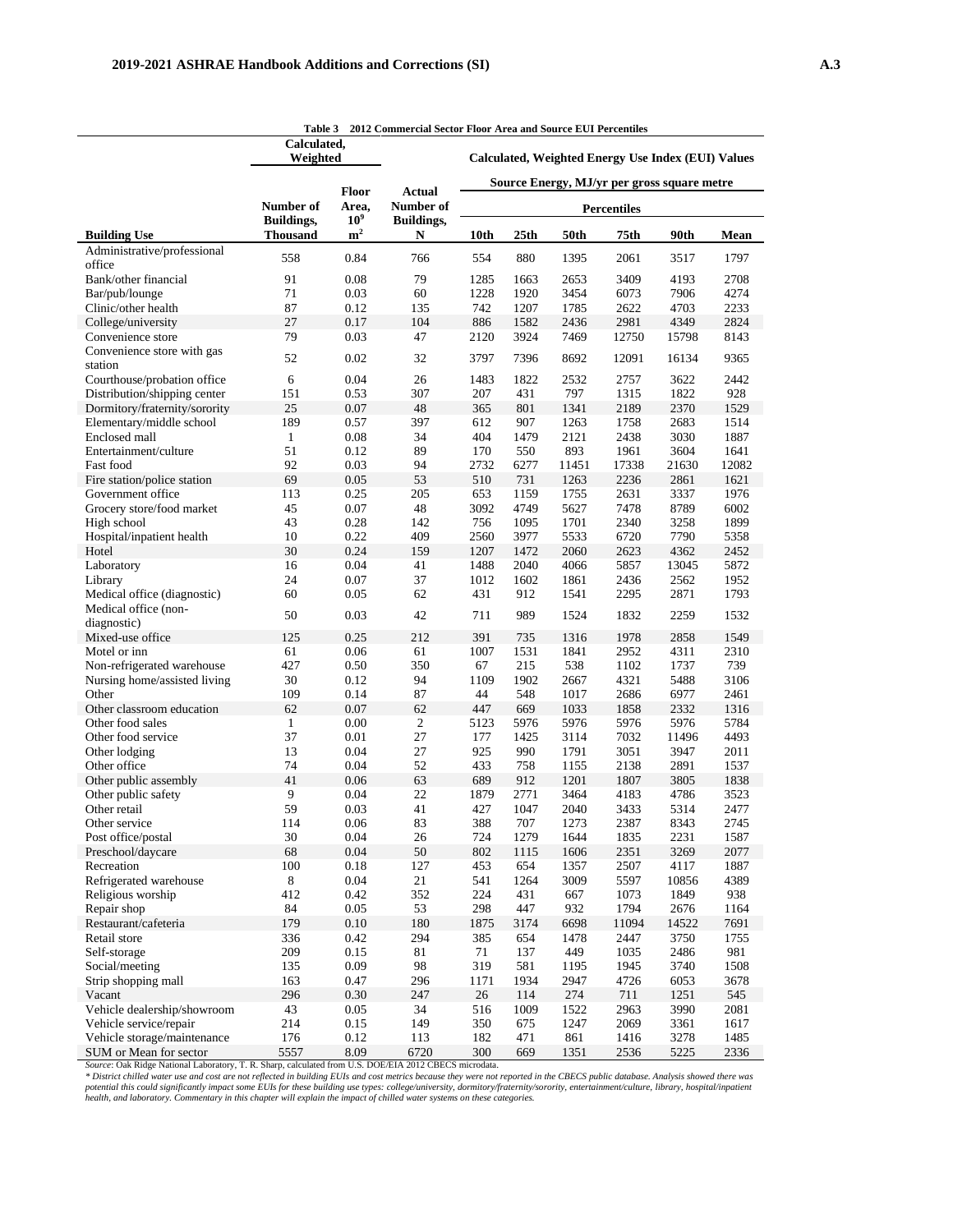**Table 3 2012 Commercial Sector Floor Area and Source EUI Percentiles**

| Building Use | Calculated, Weighted Number of Buildings, Thousand | Calculated, Weighted Floor Area, $10^9$ $m^2$ | Actual Number of Buildings, N | Calculated, Weighted Energy Use Index (EUI) Values, Source Energy, MJ/yr per gross square metre: Percentiles 10th | 25th | 50th | 75th | 90th | Mean |
|---|---|---|---|---|---|---|---|---|---|
| Administrative/professional office | 558 | 0.84 | 766 | 554 | 880 | 1395 | 2061 | 3517 | 1797 |
| Bank/other financial | 91 | 0.08 | 79 | 1285 | 1663 | 2653 | 3409 | 4193 | 2708 |
| Bar/pub/lounge | 71 | 0.03 | 60 | 1228 | 1920 | 3454 | 6073 | 7906 | 4274 |
| Clinic/other health | 87 | 0.12 | 135 | 742 | 1207 | 1785 | 2622 | 4703 | 2233 |
| College/university | 27 | 0.17 | 104 | 886 | 1582 | 2436 | 2981 | 4349 | 2824 |
| Convenience store | 79 | 0.03 | 47 | 2120 | 3924 | 7469 | 12750 | 15798 | 8143 |
| Convenience store with gas station | 52 | 0.02 | 32 | 3797 | 7396 | 8692 | 12091 | 16134 | 9365 |
| Courthouse/probation office | 6 | 0.04 | 26 | 1483 | 1822 | 2532 | 2757 | 3622 | 2442 |
| Distribution/shipping center | 151 | 0.53 | 307 | 207 | 431 | 797 | 1315 | 1822 | 928 |
| Dormitory/fraternity/sorority | 25 | 0.07 | 48 | 365 | 801 | 1341 | 2189 | 2370 | 1529 |
| Elementary/middle school | 189 | 0.57 | 397 | 612 | 907 | 1263 | 1758 | 2683 | 1514 |
| Enclosed mall | 1 | 0.08 | 34 | 404 | 1479 | 2121 | 2438 | 3030 | 1887 |
| Entertainment/culture | 51 | 0.12 | 89 | 170 | 550 | 893 | 1961 | 3604 | 1641 |
| Fast food | 92 | 0.03 | 94 | 2732 | 6277 | 11451 | 17338 | 21630 | 12082 |
| Fire station/police station | 69 | 0.05 | 53 | 510 | 731 | 1263 | 2236 | 2861 | 1621 |
| Government office | 113 | 0.25 | 205 | 653 | 1159 | 1755 | 2631 | 3337 | 1976 |
| Grocery store/food market | 45 | 0.07 | 48 | 3092 | 4749 | 5627 | 7478 | 8789 | 6002 |
| High school | 43 | 0.28 | 142 | 756 | 1095 | 1701 | 2340 | 3258 | 1899 |
| Hospital/inpatient health | 10 | 0.22 | 409 | 2560 | 3977 | 5533 | 6720 | 7790 | 5358 |
| Hotel | 30 | 0.24 | 159 | 1207 | 1472 | 2060 | 2623 | 4362 | 2452 |
| Laboratory | 16 | 0.04 | 41 | 1488 | 2040 | 4066 | 5857 | 13045 | 5872 |
| Library | 24 | 0.07 | 37 | 1012 | 1602 | 1861 | 2436 | 2562 | 1952 |
| Medical office (diagnostic) | 60 | 0.05 | 62 | 431 | 912 | 1541 | 2295 | 2871 | 1793 |
| Medical office (non-diagnostic) | 50 | 0.03 | 42 | 711 | 989 | 1524 | 1832 | 2259 | 1532 |
| Mixed-use office | 125 | 0.25 | 212 | 391 | 735 | 1316 | 1978 | 2858 | 1549 |
| Motel or inn | 61 | 0.06 | 61 | 1007 | 1531 | 1841 | 2952 | 4311 | 2310 |
| Non-refrigerated warehouse | 427 | 0.50 | 350 | 67 | 215 | 538 | 1102 | 1737 | 739 |
| Nursing home/assisted living | 30 | 0.12 | 94 | 1109 | 1902 | 2667 | 4321 | 5488 | 3106 |
| Other | 109 | 0.14 | 87 | 44 | 548 | 1017 | 2686 | 6977 | 2461 |
| Other classroom education | 62 | 0.07 | 62 | 447 | 669 | 1033 | 1858 | 2332 | 1316 |
| Other food sales | 1 | 0.00 | 2 | 5123 | 5976 | 5976 | 5976 | 5976 | 5784 |
| Other food service | 37 | 0.01 | 27 | 177 | 1425 | 3114 | 7032 | 11496 | 4493 |
| Other lodging | 13 | 0.04 | 27 | 925 | 990 | 1791 | 3051 | 3947 | 2011 |
| Other office | 74 | 0.04 | 52 | 433 | 758 | 1155 | 2138 | 2891 | 1537 |
| Other public assembly | 41 | 0.06 | 63 | 689 | 912 | 1201 | 1807 | 3805 | 1838 |
| Other public safety | 9 | 0.04 | 22 | 1879 | 2771 | 3464 | 4183 | 4786 | 3523 |
| Other retail | 59 | 0.03 | 41 | 427 | 1047 | 2040 | 3433 | 5314 | 2477 |
| Other service | 114 | 0.06 | 83 | 388 | 707 | 1273 | 2387 | 8343 | 2745 |
| Post office/postal | 30 | 0.04 | 26 | 724 | 1279 | 1644 | 1835 | 2231 | 1587 |
| Preschool/daycare | 68 | 0.04 | 50 | 802 | 1115 | 1606 | 2351 | 3269 | 2077 |
| Recreation | 100 | 0.18 | 127 | 453 | 654 | 1357 | 2507 | 4117 | 1887 |
| Refrigerated warehouse | 8 | 0.04 | 21 | 541 | 1264 | 3009 | 5597 | 10856 | 4389 |
| Religious worship | 412 | 0.42 | 352 | 224 | 431 | 667 | 1073 | 1849 | 938 |
| Repair shop | 84 | 0.05 | 53 | 298 | 447 | 932 | 1794 | 2676 | 1164 |
| Restaurant/cafeteria | 179 | 0.10 | 180 | 1875 | 3174 | 6698 | 11094 | 14522 | 7691 |
| Retail store | 336 | 0.42 | 294 | 385 | 654 | 1478 | 2447 | 3750 | 1755 |
| Self-storage | 209 | 0.15 | 81 | 71 | 137 | 449 | 1035 | 2486 | 981 |
| Social/meeting | 135 | 0.09 | 98 | 319 | 581 | 1195 | 1945 | 3740 | 1508 |
| Strip shopping mall | 163 | 0.47 | 296 | 1171 | 1934 | 2947 | 4726 | 6053 | 3678 |
| Vacant | 296 | 0.30 | 247 | 26 | 114 | 274 | 711 | 1251 | 545 |
| Vehicle dealership/showroom | 43 | 0.05 | 34 | 516 | 1009 | 1522 | 2963 | 3990 | 2081 |
| Vehicle service/repair | 214 | 0.15 | 149 | 350 | 675 | 1247 | 2069 | 3361 | 1617 |
| Vehicle storage/maintenance | 176 | 0.12 | 113 | 182 | 471 | 861 | 1416 | 3278 | 1485 |
| SUM or Mean for sector | 5557 | 8.09 | 6720 | 300 | 669 | 1351 | 2536 | 5225 | 2336 |

*Source*: Oak Ridge National Laboratory, T. R. Sharp, calculated from U.S. DOE/EIA 2012 CBECS microdata.

*\* District chilled water use and cost are not reflected in building EUIs and cost metrics because they were not reported in the CBECS public database. Analysis showed there was potential this could significantly impact some EUIs for these building use types: college/university, dormitory/fraternity/sorority, entertainment/culture, library, hospital/inpatient health, and laboratory. Commentary in this chapter will explain the impact of chilled water systems on these categories.*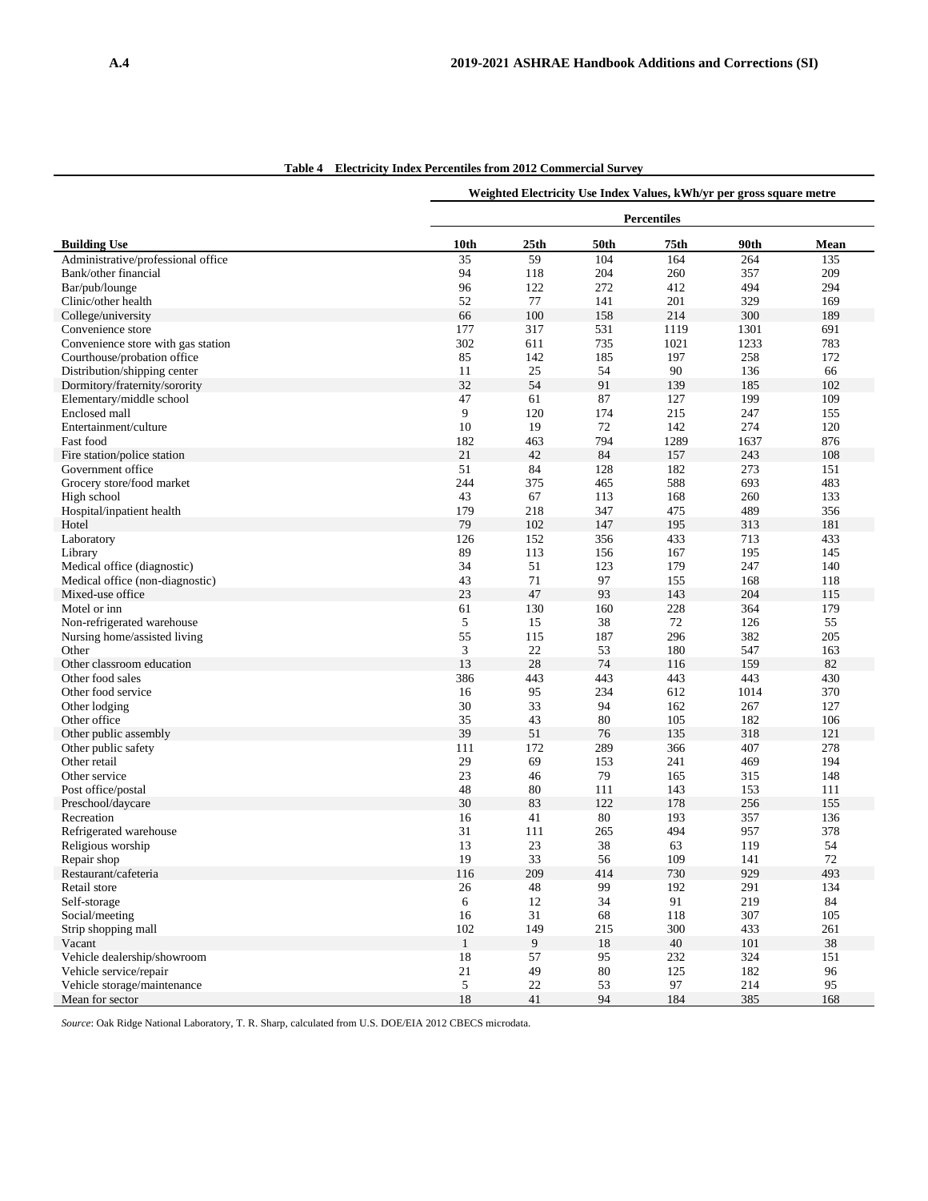**Table 4 Electricity Index Percentiles from 2012 Commercial Survey**

| | Weighted Electricity Use Index Values, kWh/yr per gross square metre | | | | | |
|---|---|---|---|---|---|---|
| | Percentiles | | | | | |
| **Building Use** | **10th** | **25th** | **50th** | **75th** | **90th** | **Mean** |
| Administrative/professional office | 35 | 59 | 104 | 164 | 264 | 135 |
| Bank/other financial | 94 | 118 | 204 | 260 | 357 | 209 |
| Bar/pub/lounge | 96 | 122 | 272 | 412 | 494 | 294 |
| Clinic/other health | 52 | 77 | 141 | 201 | 329 | 169 |
| College/university | 66 | 100 | 158 | 214 | 300 | 189 |
| Convenience store | 177 | 317 | 531 | 1119 | 1301 | 691 |
| Convenience store with gas station | 302 | 611 | 735 | 1021 | 1233 | 783 |
| Courthouse/probation office | 85 | 142 | 185 | 197 | 258 | 172 |
| Distribution/shipping center | 11 | 25 | 54 | 90 | 136 | 66 |
| Dormitory/fraternity/sorority | 32 | 54 | 91 | 139 | 185 | 102 |
| Elementary/middle school | 47 | 61 | 87 | 127 | 199 | 109 |
| Enclosed mall | 9 | 120 | 174 | 215 | 247 | 155 |
| Entertainment/culture | 10 | 19 | 72 | 142 | 274 | 120 |
| Fast food | 182 | 463 | 794 | 1289 | 1637 | 876 |
| Fire station/police station | 21 | 42 | 84 | 157 | 243 | 108 |
| Government office | 51 | 84 | 128 | 182 | 273 | 151 |
| Grocery store/food market | 244 | 375 | 465 | 588 | 693 | 483 |
| High school | 43 | 67 | 113 | 168 | 260 | 133 |
| Hospital/inpatient health | 179 | 218 | 347 | 475 | 489 | 356 |
| Hotel | 79 | 102 | 147 | 195 | 313 | 181 |
| Laboratory | 126 | 152 | 356 | 433 | 713 | 433 |
| Library | 89 | 113 | 156 | 167 | 195 | 145 |
| Medical office (diagnostic) | 34 | 51 | 123 | 179 | 247 | 140 |
| Medical office (non-diagnostic) | 43 | 71 | 97 | 155 | 168 | 118 |
| Mixed-use office | 23 | 47 | 93 | 143 | 204 | 115 |
| Motel or inn | 61 | 130 | 160 | 228 | 364 | 179 |
| Non-refrigerated warehouse | 5 | 15 | 38 | 72 | 126 | 55 |
| Nursing home/assisted living | 55 | 115 | 187 | 296 | 382 | 205 |
| Other | 3 | 22 | 53 | 180 | 547 | 163 |
| Other classroom education | 13 | 28 | 74 | 116 | 159 | 82 |
| Other food sales | 386 | 443 | 443 | 443 | 443 | 430 |
| Other food service | 16 | 95 | 234 | 612 | 1014 | 370 |
| Other lodging | 30 | 33 | 94 | 162 | 267 | 127 |
| Other office | 35 | 43 | 80 | 105 | 182 | 106 |
| Other public assembly | 39 | 51 | 76 | 135 | 318 | 121 |
| Other public safety | 111 | 172 | 289 | 366 | 407 | 278 |
| Other retail | 29 | 69 | 153 | 241 | 469 | 194 |
| Other service | 23 | 46 | 79 | 165 | 315 | 148 |
| Post office/postal | 48 | 80 | 111 | 143 | 153 | 111 |
| Preschool/daycare | 30 | 83 | 122 | 178 | 256 | 155 |
| Recreation | 16 | 41 | 80 | 193 | 357 | 136 |
| Refrigerated warehouse | 31 | 111 | 265 | 494 | 957 | 378 |
| Religious worship | 13 | 23 | 38 | 63 | 119 | 54 |
| Repair shop | 19 | 33 | 56 | 109 | 141 | 72 |
| Restaurant/cafeteria | 116 | 209 | 414 | 730 | 929 | 493 |
| Retail store | 26 | 48 | 99 | 192 | 291 | 134 |
| Self-storage | 6 | 12 | 34 | 91 | 219 | 84 |
| Social/meeting | 16 | 31 | 68 | 118 | 307 | 105 |
| Strip shopping mall | 102 | 149 | 215 | 300 | 433 | 261 |
| Vacant | 1 | 9 | 18 | 40 | 101 | 38 |
| Vehicle dealership/showroom | 18 | 57 | 95 | 232 | 324 | 151 |
| Vehicle service/repair | 21 | 49 | 80 | 125 | 182 | 96 |
| Vehicle storage/maintenance | 5 | 22 | 53 | 97 | 214 | 95 |
| Mean for sector | 18 | 41 | 94 | 184 | 385 | 168 |

*Source*: Oak Ridge National Laboratory, T. R. Sharp, calculated from U.S. DOE/EIA 2012 CBECS microdata.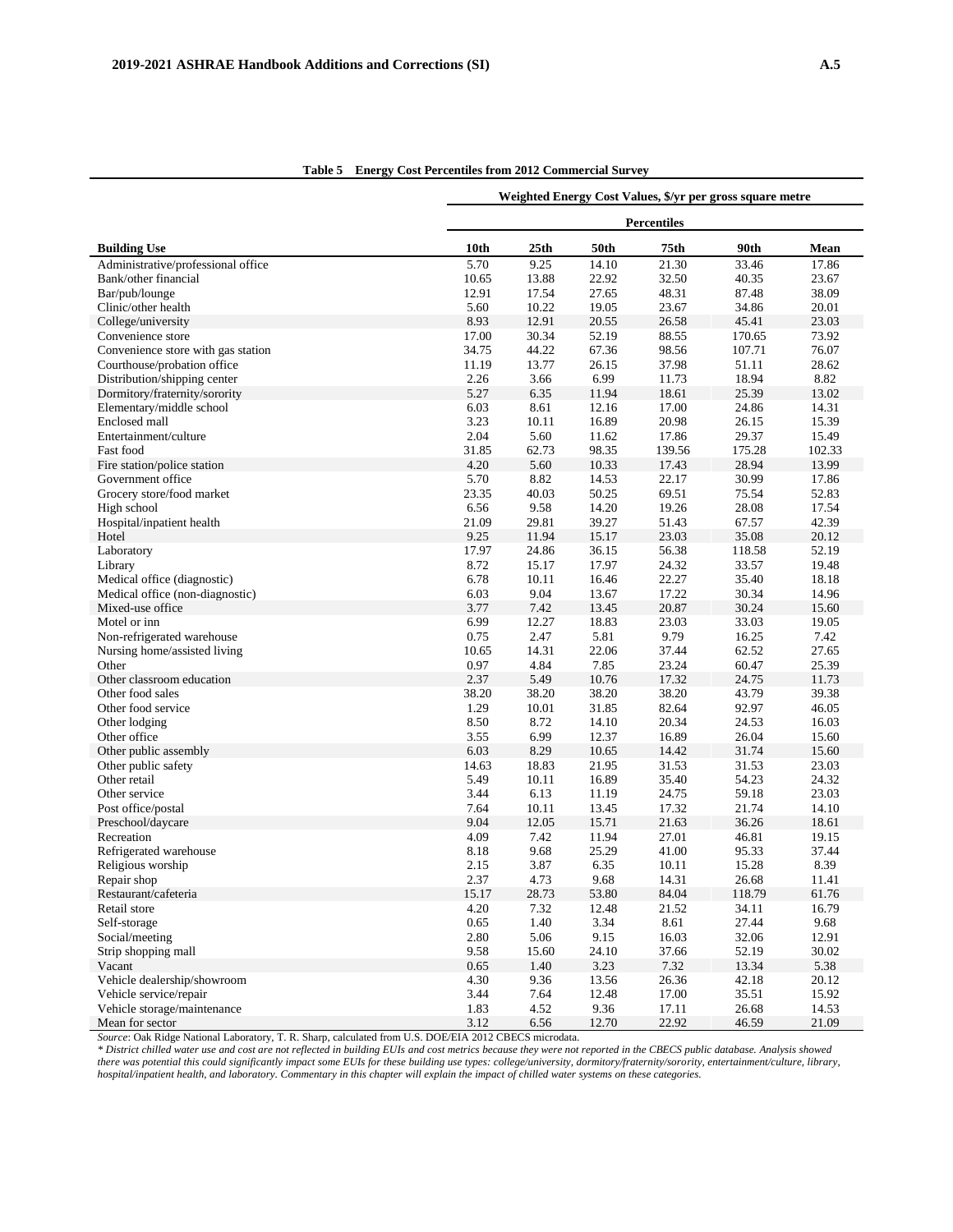**Table 5 Energy Cost Percentiles from 2012 Commercial Survey**

| Building Use | Weighted Energy Cost Values, $/yr per gross square metre | | | | | |
|---|---|---|---|---|---|---|
| | Percentiles | | | | | |
| | 10th | 25th | 50th | 75th | 90th | Mean |
| Administrative/professional office | 5.70 | 9.25 | 14.10 | 21.30 | 33.46 | 17.86 |
| Bank/other financial | 10.65 | 13.88 | 22.92 | 32.50 | 40.35 | 23.67 |
| Bar/pub/lounge | 12.91 | 17.54 | 27.65 | 48.31 | 87.48 | 38.09 |
| Clinic/other health | 5.60 | 10.22 | 19.05 | 23.67 | 34.86 | 20.01 |
| College/university | 8.93 | 12.91 | 20.55 | 26.58 | 45.41 | 23.03 |
| Convenience store | 17.00 | 30.34 | 52.19 | 88.55 | 170.65 | 73.92 |
| Convenience store with gas station | 34.75 | 44.22 | 67.36 | 98.56 | 107.71 | 76.07 |
| Courthouse/probation office | 11.19 | 13.77 | 26.15 | 37.98 | 51.11 | 28.62 |
| Distribution/shipping center | 2.26 | 3.66 | 6.99 | 11.73 | 18.94 | 8.82 |
| Dormitory/fraternity/sorority | 5.27 | 6.35 | 11.94 | 18.61 | 25.39 | 13.02 |
| Elementary/middle school | 6.03 | 8.61 | 12.16 | 17.00 | 24.86 | 14.31 |
| Enclosed mall | 3.23 | 10.11 | 16.89 | 20.98 | 26.15 | 15.39 |
| Entertainment/culture | 2.04 | 5.60 | 11.62 | 17.86 | 29.37 | 15.49 |
| Fast food | 31.85 | 62.73 | 98.35 | 139.56 | 175.28 | 102.33 |
| Fire station/police station | 4.20 | 5.60 | 10.33 | 17.43 | 28.94 | 13.99 |
| Government office | 5.70 | 8.82 | 14.53 | 22.17 | 30.99 | 17.86 |
| Grocery store/food market | 23.35 | 40.03 | 50.25 | 69.51 | 75.54 | 52.83 |
| High school | 6.56 | 9.58 | 14.20 | 19.26 | 28.08 | 17.54 |
| Hospital/inpatient health | 21.09 | 29.81 | 39.27 | 51.43 | 67.57 | 42.39 |
| Hotel | 9.25 | 11.94 | 15.17 | 23.03 | 35.08 | 20.12 |
| Laboratory | 17.97 | 24.86 | 36.15 | 56.38 | 118.58 | 52.19 |
| Library | 8.72 | 15.17 | 17.97 | 24.32 | 33.57 | 19.48 |
| Medical office (diagnostic) | 6.78 | 10.11 | 16.46 | 22.27 | 35.40 | 18.18 |
| Medical office (non-diagnostic) | 6.03 | 9.04 | 13.67 | 17.22 | 30.34 | 14.96 |
| Mixed-use office | 3.77 | 7.42 | 13.45 | 20.87 | 30.24 | 15.60 |
| Motel or inn | 6.99 | 12.27 | 18.83 | 23.03 | 33.03 | 19.05 |
| Non-refrigerated warehouse | 0.75 | 2.47 | 5.81 | 9.79 | 16.25 | 7.42 |
| Nursing home/assisted living | 10.65 | 14.31 | 22.06 | 37.44 | 62.52 | 27.65 |
| Other | 0.97 | 4.84 | 7.85 | 23.24 | 60.47 | 25.39 |
| Other classroom education | 2.37 | 5.49 | 10.76 | 17.32 | 24.75 | 11.73 |
| Other food sales | 38.20 | 38.20 | 38.20 | 38.20 | 43.79 | 39.38 |
| Other food service | 1.29 | 10.01 | 31.85 | 82.64 | 92.97 | 46.05 |
| Other lodging | 8.50 | 8.72 | 14.10 | 20.34 | 24.53 | 16.03 |
| Other office | 3.55 | 6.99 | 12.37 | 16.89 | 26.04 | 15.60 |
| Other public assembly | 6.03 | 8.29 | 10.65 | 14.42 | 31.74 | 15.60 |
| Other public safety | 14.63 | 18.83 | 21.95 | 31.53 | 31.53 | 23.03 |
| Other retail | 5.49 | 10.11 | 16.89 | 35.40 | 54.23 | 24.32 |
| Other service | 3.44 | 6.13 | 11.19 | 24.75 | 59.18 | 23.03 |
| Post office/postal | 7.64 | 10.11 | 13.45 | 17.32 | 21.74 | 14.10 |
| Preschool/daycare | 9.04 | 12.05 | 15.71 | 21.63 | 36.26 | 18.61 |
| Recreation | 4.09 | 7.42 | 11.94 | 27.01 | 46.81 | 19.15 |
| Refrigerated warehouse | 8.18 | 9.68 | 25.29 | 41.00 | 95.33 | 37.44 |
| Religious worship | 2.15 | 3.87 | 6.35 | 10.11 | 15.28 | 8.39 |
| Repair shop | 2.37 | 4.73 | 9.68 | 14.31 | 26.68 | 11.41 |
| Restaurant/cafeteria | 15.17 | 28.73 | 53.80 | 84.04 | 118.79 | 61.76 |
| Retail store | 4.20 | 7.32 | 12.48 | 21.52 | 34.11 | 16.79 |
| Self-storage | 0.65 | 1.40 | 3.34 | 8.61 | 27.44 | 9.68 |
| Social/meeting | 2.80 | 5.06 | 9.15 | 16.03 | 32.06 | 12.91 |
| Strip shopping mall | 9.58 | 15.60 | 24.10 | 37.66 | 52.19 | 30.02 |
| Vacant | 0.65 | 1.40 | 3.23 | 7.32 | 13.34 | 5.38 |
| Vehicle dealership/showroom | 4.30 | 9.36 | 13.56 | 26.36 | 42.18 | 20.12 |
| Vehicle service/repair | 3.44 | 7.64 | 12.48 | 17.00 | 35.51 | 15.92 |
| Vehicle storage/maintenance | 1.83 | 4.52 | 9.36 | 17.11 | 26.68 | 14.53 |
| Mean for sector | 3.12 | 6.56 | 12.70 | 22.92 | 46.59 | 21.09 |

*Source*: Oak Ridge National Laboratory, T. R. Sharp, calculated from U.S. DOE/EIA 2012 CBECS microdata.

*\* District chilled water use and cost are not reflected in building EUIs and cost metrics because they were not reported in the CBECS public database. Analysis showed there was potential this could significantly impact some EUIs for these building use types: college/university, dormitory/fraternity/sorority, entertainment/culture, library, hospital/inpatient health, and laboratory. Commentary in this chapter will explain the impact of chilled water systems on these categories.*